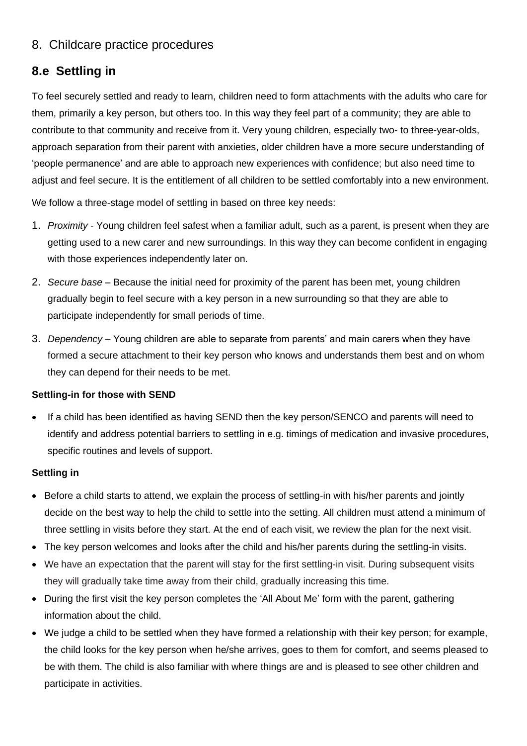## 8. Childcare practice procedures

## 8.e Settling in

To feel securely settled and ready to learn, children need to form attachments with the adults who care for them, primarily a key person, but others too. In this way they feel part of a community; they are able to contribute to that community and receive from it. Very young children, especially two- to three-year-olds, approach separation from their parent with anxieties, older children have a more secure understanding of 'people permanence' and are able to approach new experiences with confidence; but also need time to adjust and feel secure. It is the entitlement of all children to be settled comfortably into a new environment.

We follow a three-stage model of settling in based on three key needs:

1. *Proximity* - Young children feel safest when a familiar adult, such as a parent, is present when they are getting used to a new carer and new surroundings. In this way they can become confident in engaging with those experiences independently later on.
2. *Secure base* – Because the initial need for proximity of the parent has been met, young children gradually begin to feel secure with a key person in a new surrounding so that they are able to participate independently for small periods of time.
3. *Dependency* – Young children are able to separate from parents' and main carers when they have formed a secure attachment to their key person who knows and understands them best and on whom they can depend for their needs to be met.

**Settling-in for those with SEND**

- If a child has been identified as having SEND then the key person/SENCO and parents will need to identify and address potential barriers to settling in e.g. timings of medication and invasive procedures, specific routines and levels of support.

**Settling in**

- Before a child starts to attend, we explain the process of settling-in with his/her parents and jointly decide on the best way to help the child to settle into the setting. All children must attend a minimum of three settling in visits before they start. At the end of each visit, we review the plan for the next visit.
- The key person welcomes and looks after the child and his/her parents during the settling-in visits.
- We have an expectation that the parent will stay for the first settling-in visit. During subsequent visits they will gradually take time away from their child, gradually increasing this time.
- During the first visit the key person completes the 'All About Me' form with the parent, gathering information about the child.
- We judge a child to be settled when they have formed a relationship with their key person; for example, the child looks for the key person when he/she arrives, goes to them for comfort, and seems pleased to be with them. The child is also familiar with where things are and is pleased to see other children and participate in activities.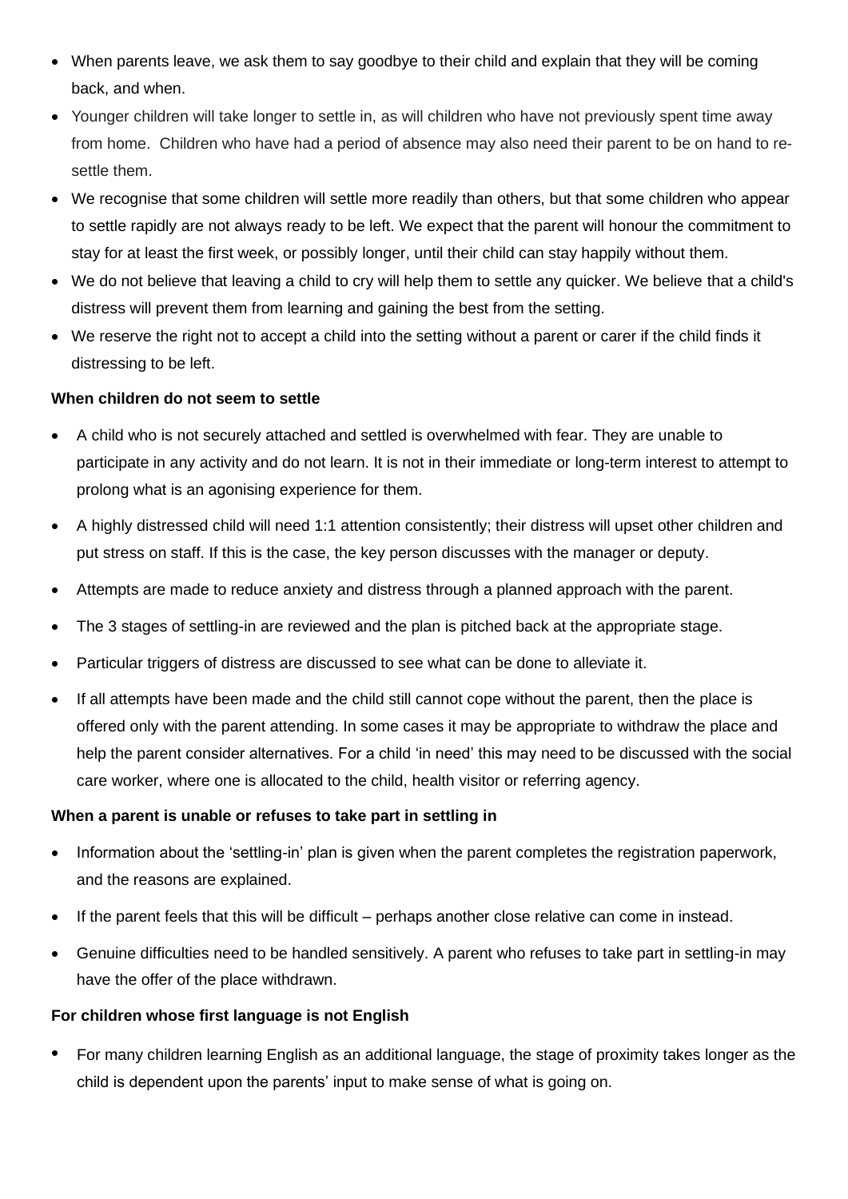- When parents leave, we ask them to say goodbye to their child and explain that they will be coming back, and when.
- Younger children will take longer to settle in, as will children who have not previously spent time away from home. Children who have had a period of absence may also need their parent to be on hand to re-settle them.
- We recognise that some children will settle more readily than others, but that some children who appear to settle rapidly are not always ready to be left. We expect that the parent will honour the commitment to stay for at least the first week, or possibly longer, until their child can stay happily without them.
- We do not believe that leaving a child to cry will help them to settle any quicker. We believe that a child's distress will prevent them from learning and gaining the best from the setting.
- We reserve the right not to accept a child into the setting without a parent or carer if the child finds it distressing to be left.

**When children do not seem to settle**

- A child who is not securely attached and settled is overwhelmed with fear. They are unable to participate in any activity and do not learn. It is not in their immediate or long-term interest to attempt to prolong what is an agonising experience for them.
- A highly distressed child will need 1:1 attention consistently; their distress will upset other children and put stress on staff. If this is the case, the key person discusses with the manager or deputy.
- Attempts are made to reduce anxiety and distress through a planned approach with the parent.
- The 3 stages of settling-in are reviewed and the plan is pitched back at the appropriate stage.
- Particular triggers of distress are discussed to see what can be done to alleviate it.
- If all attempts have been made and the child still cannot cope without the parent, then the place is offered only with the parent attending. In some cases it may be appropriate to withdraw the place and help the parent consider alternatives. For a child 'in need' this may need to be discussed with the social care worker, where one is allocated to the child, health visitor or referring agency.

**When a parent is unable or refuses to take part in settling in**

- Information about the 'settling-in' plan is given when the parent completes the registration paperwork, and the reasons are explained.
- If the parent feels that this will be difficult – perhaps another close relative can come in instead.
- Genuine difficulties need to be handled sensitively. A parent who refuses to take part in settling-in may have the offer of the place withdrawn.

**For children whose first language is not English**

- For many children learning English as an additional language, the stage of proximity takes longer as the child is dependent upon the parents' input to make sense of what is going on.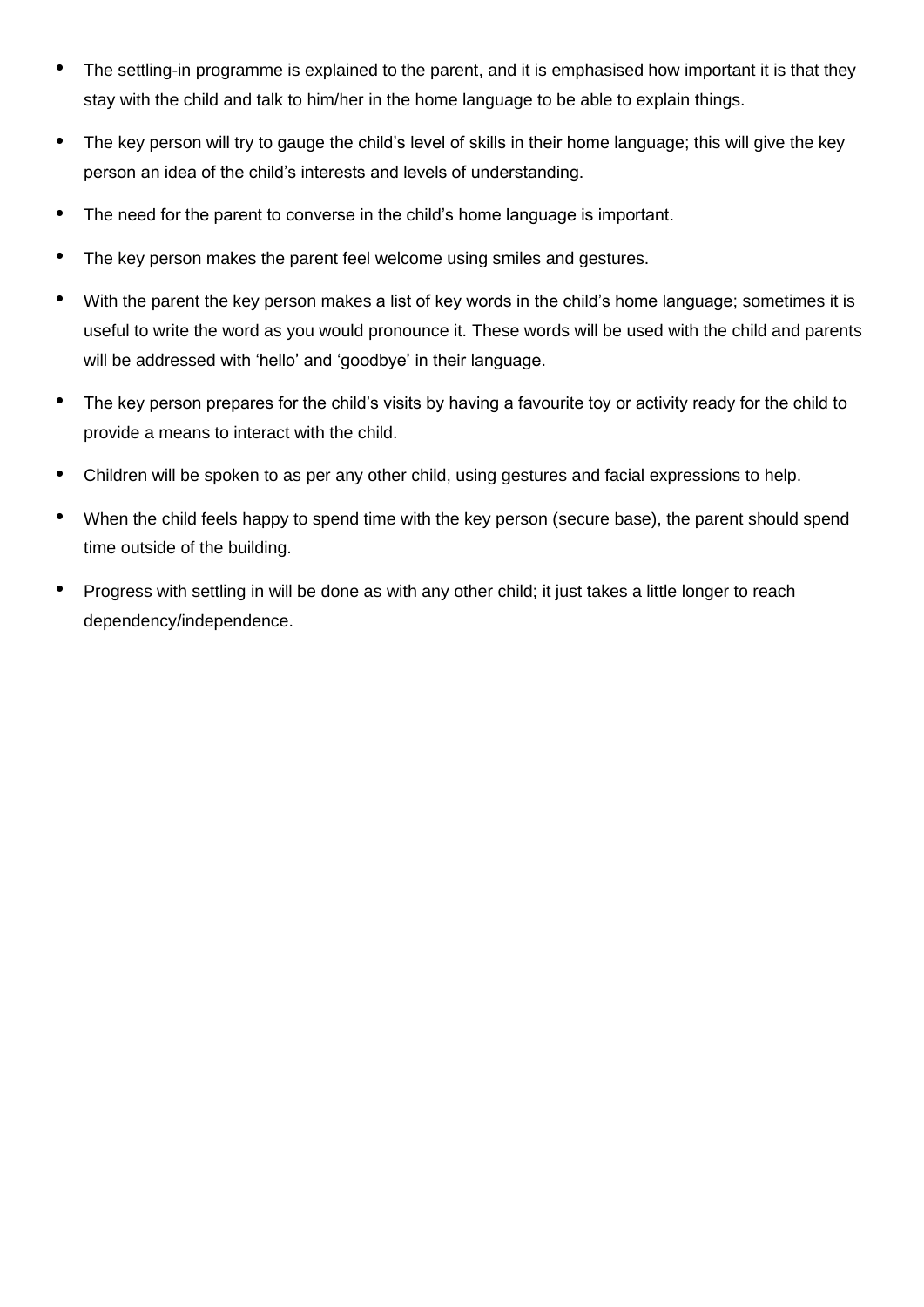- The settling-in programme is explained to the parent, and it is emphasised how important it is that they stay with the child and talk to him/her in the home language to be able to explain things.
- The key person will try to gauge the child's level of skills in their home language; this will give the key person an idea of the child's interests and levels of understanding.
- The need for the parent to converse in the child's home language is important.
- The key person makes the parent feel welcome using smiles and gestures.
- With the parent the key person makes a list of key words in the child's home language; sometimes it is useful to write the word as you would pronounce it. These words will be used with the child and parents will be addressed with 'hello' and 'goodbye' in their language.
- The key person prepares for the child's visits by having a favourite toy or activity ready for the child to provide a means to interact with the child.
- Children will be spoken to as per any other child, using gestures and facial expressions to help.
- When the child feels happy to spend time with the key person (secure base), the parent should spend time outside of the building.
- Progress with settling in will be done as with any other child; it just takes a little longer to reach dependency/independence.